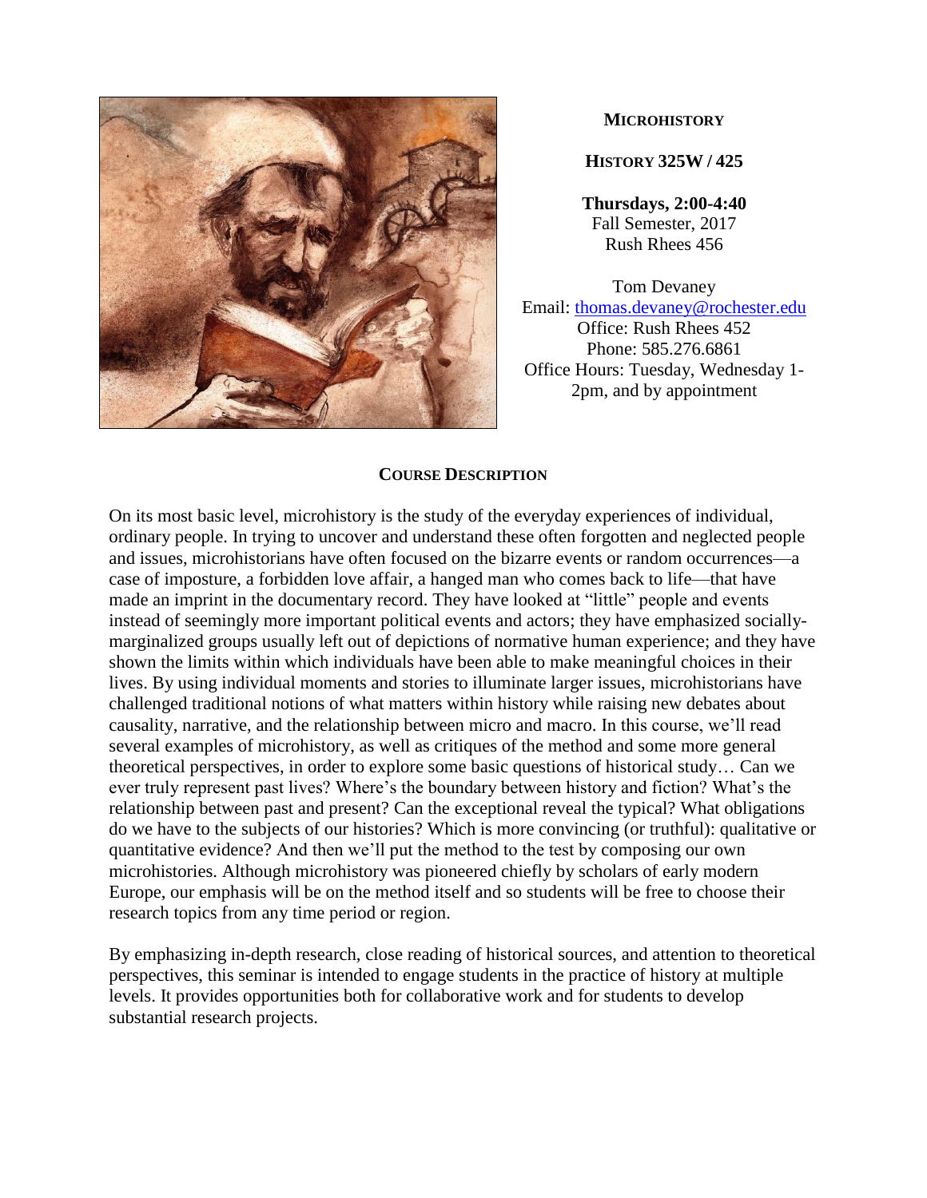**MICROHISTORY**

**HISTORY 325W / 425**

**Thursdays, 2:00-4:40**
Fall Semester, 2017
Rush Rhees 456

Tom Devaney
Email: thomas.devaney@rochester.edu
Office: Rush Rhees 452
Phone: 585.276.6861
Office Hours: Tuesday, Wednesday 1-2pm, and by appointment

## COURSE DESCRIPTION

On its most basic level, microhistory is the study of the everyday experiences of individual, ordinary people. In trying to uncover and understand these often forgotten and neglected people and issues, microhistorians have often focused on the bizarre events or random occurrences—a case of imposture, a forbidden love affair, a hanged man who comes back to life—that have made an imprint in the documentary record. They have looked at "little" people and events instead of seemingly more important political events and actors; they have emphasized socially-marginalized groups usually left out of depictions of normative human experience; and they have shown the limits within which individuals have been able to make meaningful choices in their lives. By using individual moments and stories to illuminate larger issues, microhistorians have challenged traditional notions of what matters within history while raising new debates about causality, narrative, and the relationship between micro and macro. In this course, we'll read several examples of microhistory, as well as critiques of the method and some more general theoretical perspectives, in order to explore some basic questions of historical study… Can we ever truly represent past lives? Where's the boundary between history and fiction? What's the relationship between past and present? Can the exceptional reveal the typical? What obligations do we have to the subjects of our histories? Which is more convincing (or truthful): qualitative or quantitative evidence? And then we'll put the method to the test by composing our own microhistories. Although microhistory was pioneered chiefly by scholars of early modern Europe, our emphasis will be on the method itself and so students will be free to choose their research topics from any time period or region.

By emphasizing in-depth research, close reading of historical sources, and attention to theoretical perspectives, this seminar is intended to engage students in the practice of history at multiple levels. It provides opportunities both for collaborative work and for students to develop substantial research projects.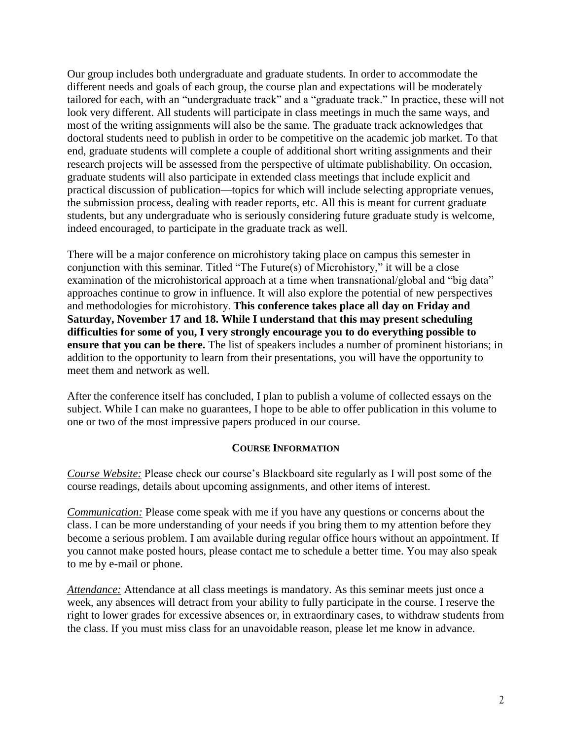Our group includes both undergraduate and graduate students. In order to accommodate the different needs and goals of each group, the course plan and expectations will be moderately tailored for each, with an "undergraduate track" and a "graduate track." In practice, these will not look very different. All students will participate in class meetings in much the same ways, and most of the writing assignments will also be the same. The graduate track acknowledges that doctoral students need to publish in order to be competitive on the academic job market. To that end, graduate students will complete a couple of additional short writing assignments and their research projects will be assessed from the perspective of ultimate publishability. On occasion, graduate students will also participate in extended class meetings that include explicit and practical discussion of publication—topics for which will include selecting appropriate venues, the submission process, dealing with reader reports, etc. All this is meant for current graduate students, but any undergraduate who is seriously considering future graduate study is welcome, indeed encouraged, to participate in the graduate track as well.

There will be a major conference on microhistory taking place on campus this semester in conjunction with this seminar. Titled "The Future(s) of Microhistory," it will be a close examination of the microhistorical approach at a time when transnational/global and "big data" approaches continue to grow in influence. It will also explore the potential of new perspectives and methodologies for microhistory. **This conference takes place all day on Friday and Saturday, November 17 and 18. While I understand that this may present scheduling difficulties for some of you, I very strongly encourage you to do everything possible to ensure that you can be there.** The list of speakers includes a number of prominent historians; in addition to the opportunity to learn from their presentations, you will have the opportunity to meet them and network as well.

After the conference itself has concluded, I plan to publish a volume of collected essays on the subject. While I can make no guarantees, I hope to be able to offer publication in this volume to one or two of the most impressive papers produced in our course.

## COURSE INFORMATION

*Course Website:* Please check our course's Blackboard site regularly as I will post some of the course readings, details about upcoming assignments, and other items of interest.

*Communication:* Please come speak with me if you have any questions or concerns about the class. I can be more understanding of your needs if you bring them to my attention before they become a serious problem. I am available during regular office hours without an appointment. If you cannot make posted hours, please contact me to schedule a better time. You may also speak to me by e-mail or phone.

*Attendance:* Attendance at all class meetings is mandatory. As this seminar meets just once a week, any absences will detract from your ability to fully participate in the course. I reserve the right to lower grades for excessive absences or, in extraordinary cases, to withdraw students from the class. If you must miss class for an unavoidable reason, please let me know in advance.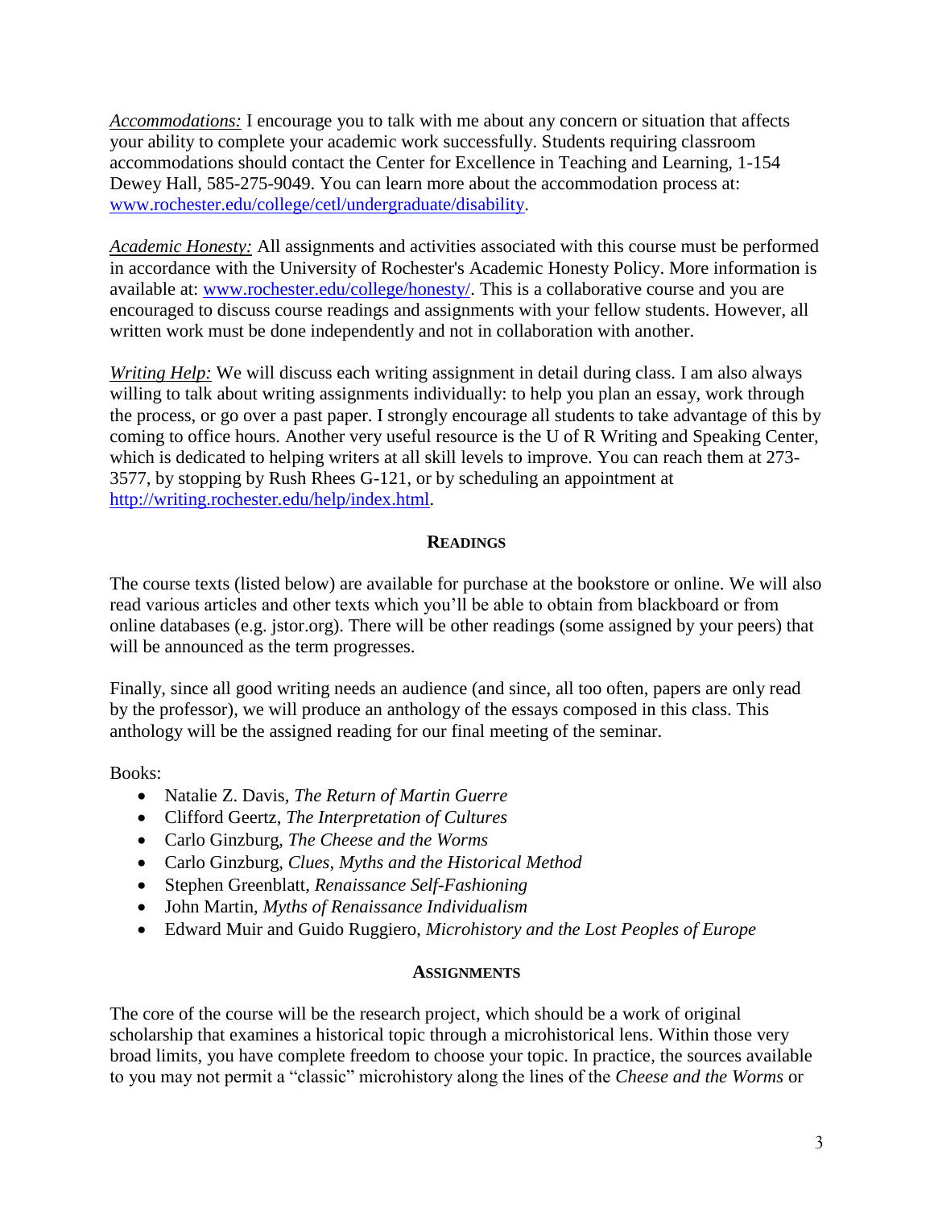*Accommodations:* I encourage you to talk with me about any concern or situation that affects your ability to complete your academic work successfully. Students requiring classroom accommodations should contact the Center for Excellence in Teaching and Learning, 1-154 Dewey Hall, 585-275-9049. You can learn more about the accommodation process at: [www.rochester.edu/college/cetl/undergraduate/disability](www.rochester.edu/college/cetl/undergraduate/disability).

*Academic Honesty:* All assignments and activities associated with this course must be performed in accordance with the University of Rochester's Academic Honesty Policy. More information is available at: [www.rochester.edu/college/honesty/](www.rochester.edu/college/honesty/). This is a collaborative course and you are encouraged to discuss course readings and assignments with your fellow students. However, all written work must be done independently and not in collaboration with another.

*Writing Help:* We will discuss each writing assignment in detail during class. I am also always willing to talk about writing assignments individually: to help you plan an essay, work through the process, or go over a past paper. I strongly encourage all students to take advantage of this by coming to office hours. Another very useful resource is the U of R Writing and Speaking Center, which is dedicated to helping writers at all skill levels to improve. You can reach them at 273-3577, by stopping by Rush Rhees G-121, or by scheduling an appointment at [http://writing.rochester.edu/help/index.html](http://writing.rochester.edu/help/index.html).

## READINGS

The course texts (listed below) are available for purchase at the bookstore or online. We will also read various articles and other texts which you'll be able to obtain from blackboard or from online databases (e.g. jstor.org). There will be other readings (some assigned by your peers) that will be announced as the term progresses.

Finally, since all good writing needs an audience (and since, all too often, papers are only read by the professor), we will produce an anthology of the essays composed in this class. This anthology will be the assigned reading for our final meeting of the seminar.

Books:

- Natalie Z. Davis, *The Return of Martin Guerre*
- Clifford Geertz, *The Interpretation of Cultures*
- Carlo Ginzburg, *The Cheese and the Worms*
- Carlo Ginzburg, *Clues, Myths and the Historical Method*
- Stephen Greenblatt, *Renaissance Self-Fashioning*
- John Martin, *Myths of Renaissance Individualism*
- Edward Muir and Guido Ruggiero, *Microhistory and the Lost Peoples of Europe*

## ASSIGNMENTS

The core of the course will be the research project, which should be a work of original scholarship that examines a historical topic through a microhistorical lens. Within those very broad limits, you have complete freedom to choose your topic. In practice, the sources available to you may not permit a "classic" microhistory along the lines of the *Cheese and the Worms* or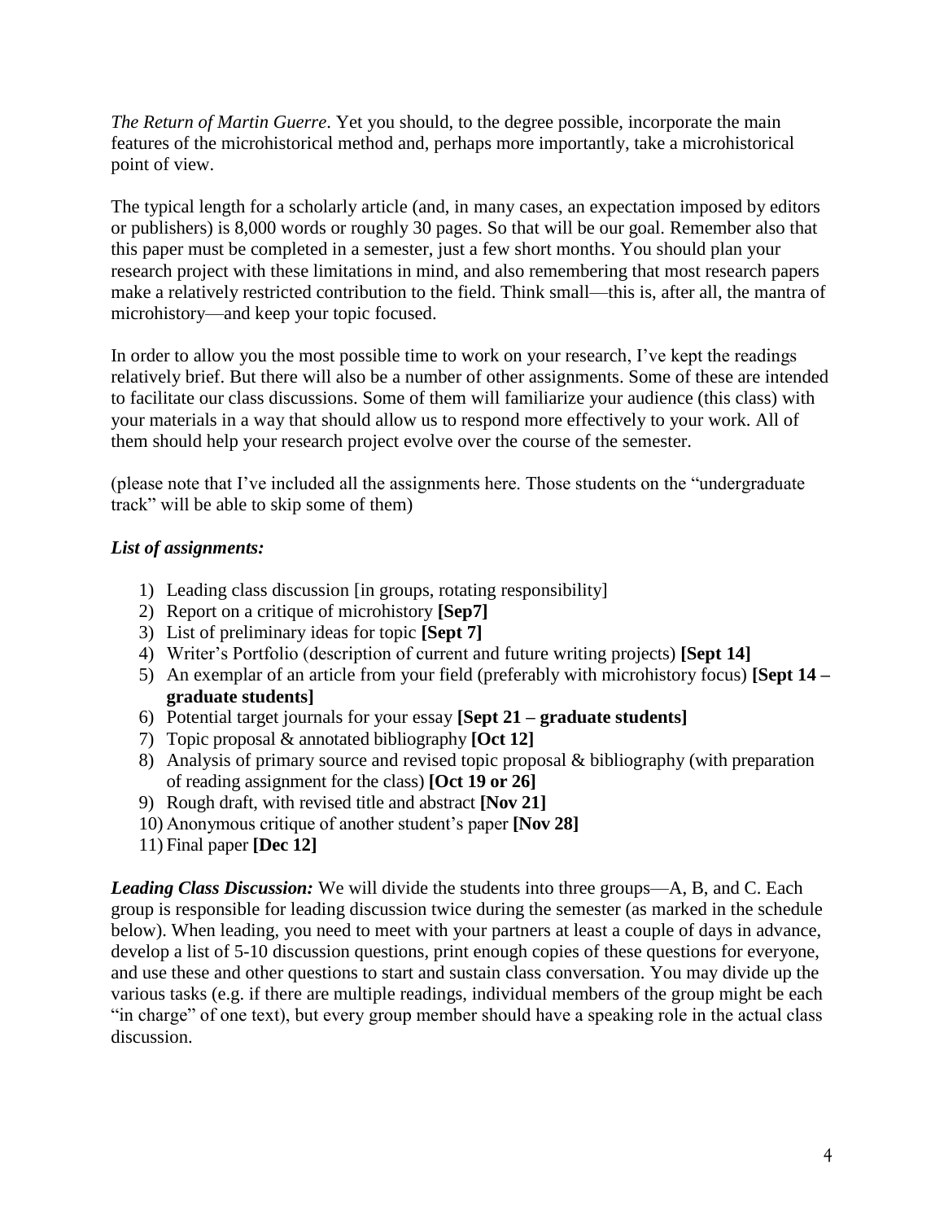*The Return of Martin Guerre*. Yet you should, to the degree possible, incorporate the main features of the microhistorical method and, perhaps more importantly, take a microhistorical point of view.

The typical length for a scholarly article (and, in many cases, an expectation imposed by editors or publishers) is 8,000 words or roughly 30 pages. So that will be our goal. Remember also that this paper must be completed in a semester, just a few short months. You should plan your research project with these limitations in mind, and also remembering that most research papers make a relatively restricted contribution to the field. Think small—this is, after all, the mantra of microhistory—and keep your topic focused.

In order to allow you the most possible time to work on your research, I've kept the readings relatively brief. But there will also be a number of other assignments. Some of these are intended to facilitate our class discussions. Some of them will familiarize your audience (this class) with your materials in a way that should allow us to respond more effectively to your work. All of them should help your research project evolve over the course of the semester.

(please note that I've included all the assignments here. Those students on the "undergraduate track" will be able to skip some of them)

***List of assignments:***

1) Leading class discussion [in groups, rotating responsibility]
2) Report on a critique of microhistory **[Sep7]**
3) List of preliminary ideas for topic **[Sept 7]**
4) Writer's Portfolio (description of current and future writing projects) **[Sept 14]**
5) An exemplar of an article from your field (preferably with microhistory focus) **[Sept 14 – graduate students]**
6) Potential target journals for your essay **[Sept 21 – graduate students]**
7) Topic proposal & annotated bibliography **[Oct 12]**
8) Analysis of primary source and revised topic proposal & bibliography (with preparation of reading assignment for the class) **[Oct 19 or 26]**
9) Rough draft, with revised title and abstract **[Nov 21]**
10) Anonymous critique of another student's paper **[Nov 28]**
11) Final paper **[Dec 12]**

***Leading Class Discussion:*** We will divide the students into three groups—A, B, and C. Each group is responsible for leading discussion twice during the semester (as marked in the schedule below). When leading, you need to meet with your partners at least a couple of days in advance, develop a list of 5-10 discussion questions, print enough copies of these questions for everyone, and use these and other questions to start and sustain class conversation. You may divide up the various tasks (e.g. if there are multiple readings, individual members of the group might be each "in charge" of one text), but every group member should have a speaking role in the actual class discussion.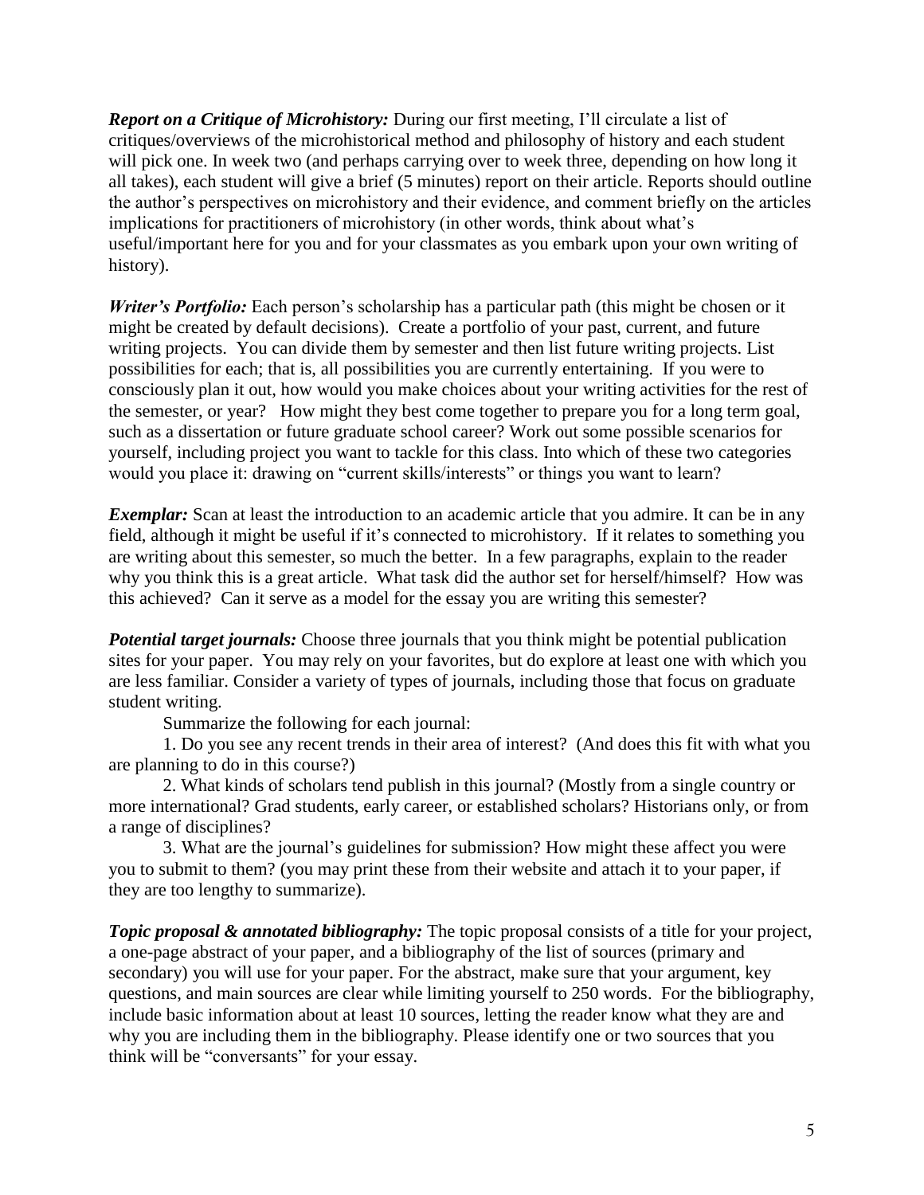***Report on a Critique of Microhistory:*** During our first meeting, I'll circulate a list of critiques/overviews of the microhistorical method and philosophy of history and each student will pick one. In week two (and perhaps carrying over to week three, depending on how long it all takes), each student will give a brief (5 minutes) report on their article. Reports should outline the author's perspectives on microhistory and their evidence, and comment briefly on the articles implications for practitioners of microhistory (in other words, think about what's useful/important here for you and for your classmates as you embark upon your own writing of history).

***Writer's Portfolio:*** Each person's scholarship has a particular path (this might be chosen or it might be created by default decisions). Create a portfolio of your past, current, and future writing projects. You can divide them by semester and then list future writing projects. List possibilities for each; that is, all possibilities you are currently entertaining. If you were to consciously plan it out, how would you make choices about your writing activities for the rest of the semester, or year? How might they best come together to prepare you for a long term goal, such as a dissertation or future graduate school career? Work out some possible scenarios for yourself, including project you want to tackle for this class. Into which of these two categories would you place it: drawing on "current skills/interests" or things you want to learn?

***Exemplar:*** Scan at least the introduction to an academic article that you admire. It can be in any field, although it might be useful if it's connected to microhistory. If it relates to something you are writing about this semester, so much the better. In a few paragraphs, explain to the reader why you think this is a great article. What task did the author set for herself/himself? How was this achieved? Can it serve as a model for the essay you are writing this semester?

***Potential target journals:*** Choose three journals that you think might be potential publication sites for your paper. You may rely on your favorites, but do explore at least one with which you are less familiar. Consider a variety of types of journals, including those that focus on graduate student writing.

Summarize the following for each journal:

1. Do you see any recent trends in their area of interest? (And does this fit with what you are planning to do in this course?)

2. What kinds of scholars tend publish in this journal? (Mostly from a single country or more international? Grad students, early career, or established scholars? Historians only, or from a range of disciplines?

3. What are the journal's guidelines for submission? How might these affect you were you to submit to them? (you may print these from their website and attach it to your paper, if they are too lengthy to summarize).

***Topic proposal & annotated bibliography:*** The topic proposal consists of a title for your project, a one-page abstract of your paper, and a bibliography of the list of sources (primary and secondary) you will use for your paper. For the abstract, make sure that your argument, key questions, and main sources are clear while limiting yourself to 250 words. For the bibliography, include basic information about at least 10 sources, letting the reader know what they are and why you are including them in the bibliography. Please identify one or two sources that you think will be "conversants" for your essay.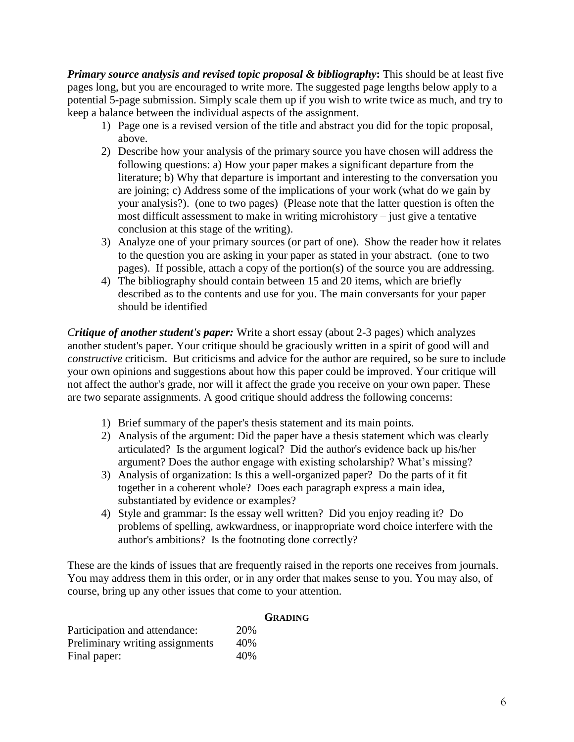***Primary source analysis and revised topic proposal & bibliography*:** This should be at least five pages long, but you are encouraged to write more. The suggested page lengths below apply to a potential 5-page submission. Simply scale them up if you wish to write twice as much, and try to keep a balance between the individual aspects of the assignment.

1) Page one is a revised version of the title and abstract you did for the topic proposal, above.
2) Describe how your analysis of the primary source you have chosen will address the following questions: a) How your paper makes a significant departure from the literature; b) Why that departure is important and interesting to the conversation you are joining; c) Address some of the implications of your work (what do we gain by your analysis?). (one to two pages) (Please note that the latter question is often the most difficult assessment to make in writing microhistory – just give a tentative conclusion at this stage of the writing).
3) Analyze one of your primary sources (or part of one). Show the reader how it relates to the question you are asking in your paper as stated in your abstract. (one to two pages). If possible, attach a copy of the portion(s) of the source you are addressing.
4) The bibliography should contain between 15 and 20 items, which are briefly described as to the contents and use for you. The main conversants for your paper should be identified

***Critique of another student's paper:*** Write a short essay (about 2-3 pages) which analyzes another student's paper. Your critique should be graciously written in a spirit of good will and *constructive* criticism. But criticisms and advice for the author are required, so be sure to include your own opinions and suggestions about how this paper could be improved. Your critique will not affect the author's grade, nor will it affect the grade you receive on your own paper. These are two separate assignments. A good critique should address the following concerns:

1) Brief summary of the paper's thesis statement and its main points.
2) Analysis of the argument: Did the paper have a thesis statement which was clearly articulated? Is the argument logical? Did the author's evidence back up his/her argument? Does the author engage with existing scholarship? What's missing?
3) Analysis of organization: Is this a well-organized paper? Do the parts of it fit together in a coherent whole? Does each paragraph express a main idea, substantiated by evidence or examples?
4) Style and grammar: Is the essay well written? Did you enjoy reading it? Do problems of spelling, awkwardness, or inappropriate word choice interfere with the author's ambitions? Is the footnoting done correctly?

These are the kinds of issues that are frequently raised in the reports one receives from journals. You may address them in this order, or in any order that makes sense to you. You may also, of course, bring up any other issues that come to your attention.

## GRADING

| | |
|---|---|
| Participation and attendance: | 20% |
| Preliminary writing assignments | 40% |
| Final paper: | 40% |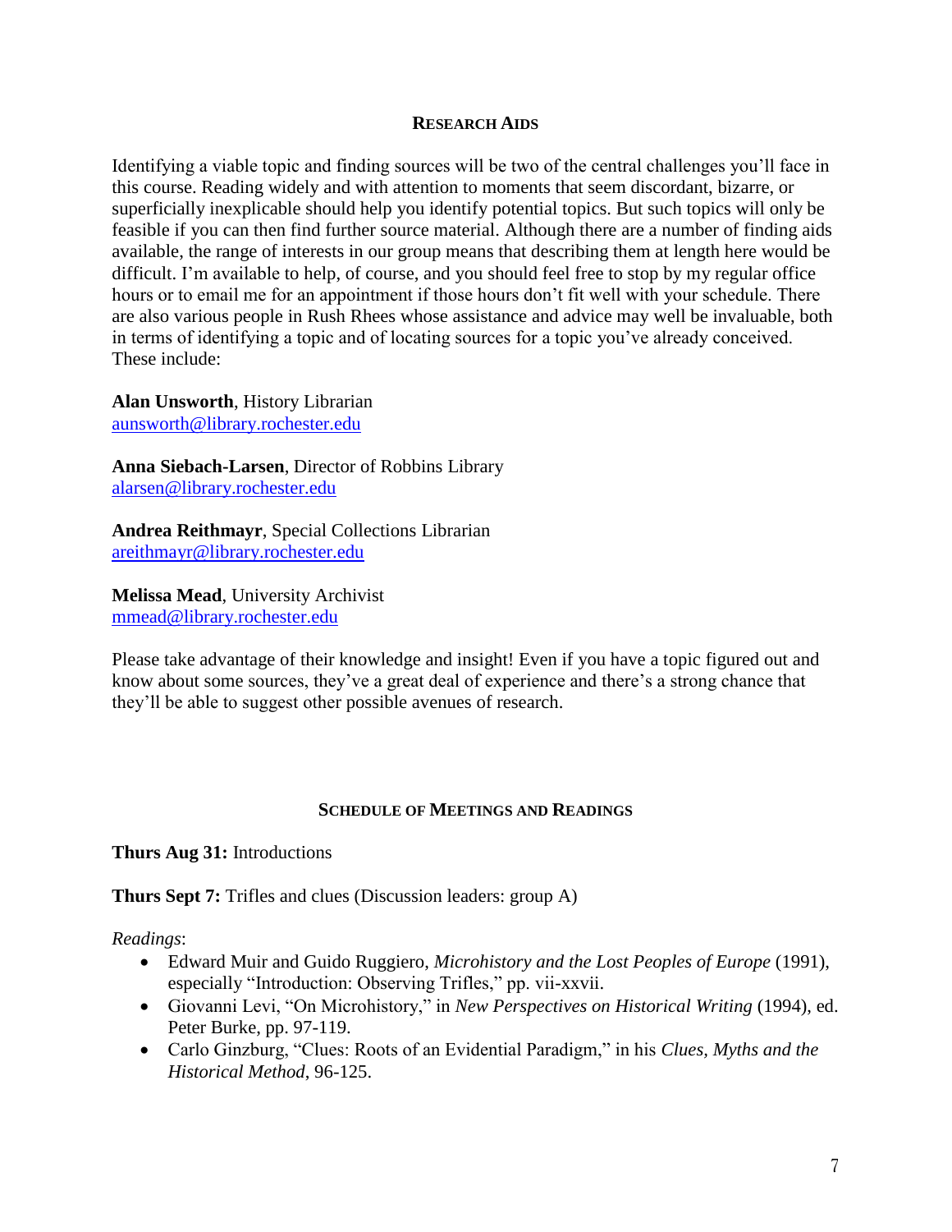## Research Aids

Identifying a viable topic and finding sources will be two of the central challenges you'll face in this course. Reading widely and with attention to moments that seem discordant, bizarre, or superficially inexplicable should help you identify potential topics. But such topics will only be feasible if you can then find further source material. Although there are a number of finding aids available, the range of interests in our group means that describing them at length here would be difficult. I'm available to help, of course, and you should feel free to stop by my regular office hours or to email me for an appointment if those hours don't fit well with your schedule. There are also various people in Rush Rhees whose assistance and advice may well be invaluable, both in terms of identifying a topic and of locating sources for a topic you've already conceived. These include:

**Alan Unsworth**, History Librarian
aunsworth@library.rochester.edu

**Anna Siebach-Larsen**, Director of Robbins Library
alarsen@library.rochester.edu

**Andrea Reithmayr**, Special Collections Librarian
areithmayr@library.rochester.edu

**Melissa Mead**, University Archivist
mmead@library.rochester.edu

Please take advantage of their knowledge and insight! Even if you have a topic figured out and know about some sources, they've a great deal of experience and there's a strong chance that they'll be able to suggest other possible avenues of research.

## Schedule of Meetings and Readings

**Thurs Aug 31:** Introductions

**Thurs Sept 7:** Trifles and clues (Discussion leaders: group A)

*Readings*:

- Edward Muir and Guido Ruggiero, *Microhistory and the Lost Peoples of Europe* (1991), especially "Introduction: Observing Trifles," pp. vii-xxvii.
- Giovanni Levi, "On Microhistory," in *New Perspectives on Historical Writing* (1994), ed. Peter Burke, pp. 97-119.
- Carlo Ginzburg, "Clues: Roots of an Evidential Paradigm," in his *Clues, Myths and the Historical Method*, 96-125.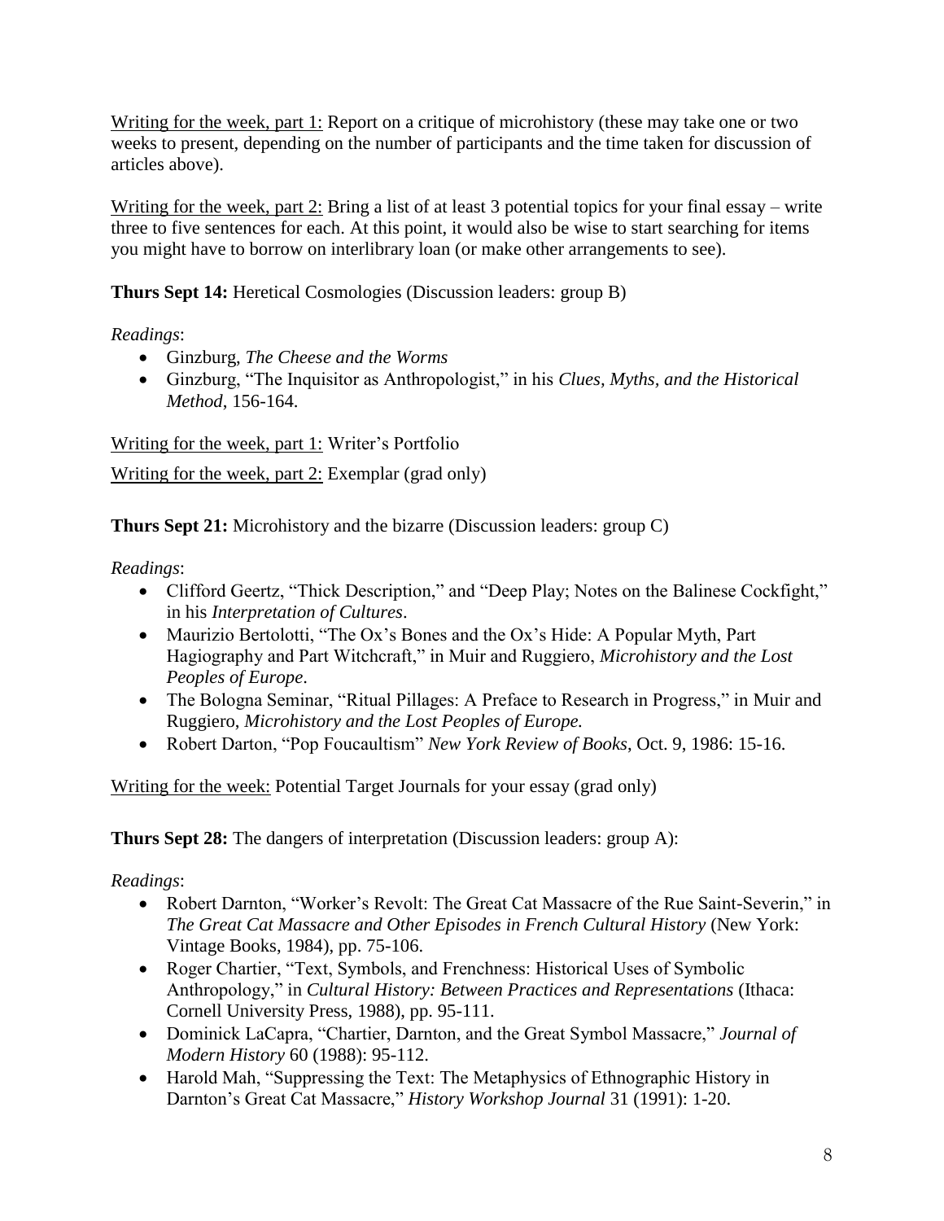<u>Writing for the week, part 1:</u> Report on a critique of microhistory (these may take one or two weeks to present, depending on the number of participants and the time taken for discussion of articles above).

<u>Writing for the week, part 2:</u> Bring a list of at least 3 potential topics for your final essay – write three to five sentences for each. At this point, it would also be wise to start searching for items you might have to borrow on interlibrary loan (or make other arrangements to see).

**Thurs Sept 14:** Heretical Cosmologies (Discussion leaders: group B)

*Readings*:

- Ginzburg, *The Cheese and the Worms*
- Ginzburg, "The Inquisitor as Anthropologist," in his *Clues, Myths, and the Historical Method*, 156-164.

<u>Writing for the week, part 1:</u> Writer's Portfolio

<u>Writing for the week, part 2:</u> Exemplar (grad only)

**Thurs Sept 21:** Microhistory and the bizarre (Discussion leaders: group C)

*Readings*:

- Clifford Geertz, "Thick Description," and "Deep Play; Notes on the Balinese Cockfight," in his *Interpretation of Cultures*.
- Maurizio Bertolotti, "The Ox's Bones and the Ox's Hide: A Popular Myth, Part Hagiography and Part Witchcraft," in Muir and Ruggiero, *Microhistory and the Lost Peoples of Europe*.
- The Bologna Seminar, "Ritual Pillages: A Preface to Research in Progress," in Muir and Ruggiero, *Microhistory and the Lost Peoples of Europe.*
- Robert Darton, "Pop Foucaultism" *New York Review of Books*, Oct. 9, 1986: 15-16.

<u>Writing for the week:</u> Potential Target Journals for your essay (grad only)

**Thurs Sept 28:** The dangers of interpretation (Discussion leaders: group A):

*Readings*:

- Robert Darnton, "Worker's Revolt: The Great Cat Massacre of the Rue Saint-Severin," in *The Great Cat Massacre and Other Episodes in French Cultural History* (New York: Vintage Books, 1984), pp. 75-106.
- Roger Chartier, "Text, Symbols, and Frenchness: Historical Uses of Symbolic Anthropology," in *Cultural History: Between Practices and Representations* (Ithaca: Cornell University Press, 1988), pp. 95-111.
- Dominick LaCapra, "Chartier, Darnton, and the Great Symbol Massacre," *Journal of Modern History* 60 (1988): 95-112.
- Harold Mah, "Suppressing the Text: The Metaphysics of Ethnographic History in Darnton's Great Cat Massacre," *History Workshop Journal* 31 (1991): 1-20.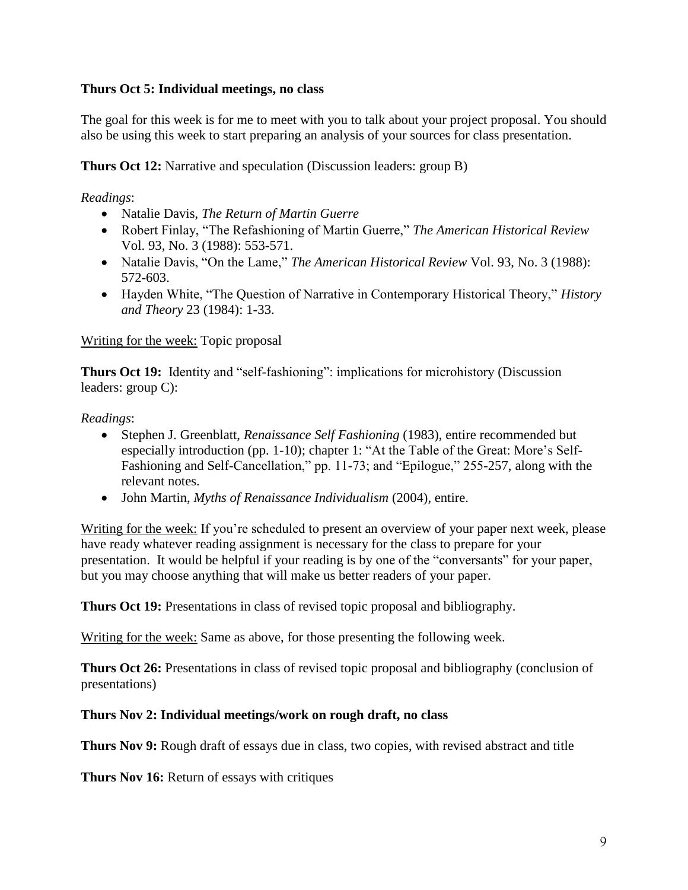**Thurs Oct 5: Individual meetings, no class**

The goal for this week is for me to meet with you to talk about your project proposal. You should also be using this week to start preparing an analysis of your sources for class presentation.

**Thurs Oct 12:** Narrative and speculation (Discussion leaders: group B)

*Readings*:

- Natalie Davis, *The Return of Martin Guerre*
- Robert Finlay, "The Refashioning of Martin Guerre," *The American Historical Review* Vol. 93, No. 3 (1988): 553-571.
- Natalie Davis, "On the Lame," *The American Historical Review* Vol. 93, No. 3 (1988): 572-603.
- Hayden White, "The Question of Narrative in Contemporary Historical Theory," *History and Theory* 23 (1984): 1-33.

Writing for the week: Topic proposal

**Thurs Oct 19:** Identity and "self-fashioning": implications for microhistory (Discussion leaders: group C):

*Readings*:

- Stephen J. Greenblatt, *Renaissance Self Fashioning* (1983), entire recommended but especially introduction (pp. 1-10); chapter 1: "At the Table of the Great: More's Self-Fashioning and Self-Cancellation," pp. 11-73; and "Epilogue," 255-257, along with the relevant notes.
- John Martin, *Myths of Renaissance Individualism* (2004), entire.

Writing for the week: If you're scheduled to present an overview of your paper next week, please have ready whatever reading assignment is necessary for the class to prepare for your presentation. It would be helpful if your reading is by one of the "conversants" for your paper, but you may choose anything that will make us better readers of your paper.

**Thurs Oct 19:** Presentations in class of revised topic proposal and bibliography.

Writing for the week: Same as above, for those presenting the following week.

**Thurs Oct 26:** Presentations in class of revised topic proposal and bibliography (conclusion of presentations)

**Thurs Nov 2: Individual meetings/work on rough draft, no class**

**Thurs Nov 9:** Rough draft of essays due in class, two copies, with revised abstract and title

**Thurs Nov 16:** Return of essays with critiques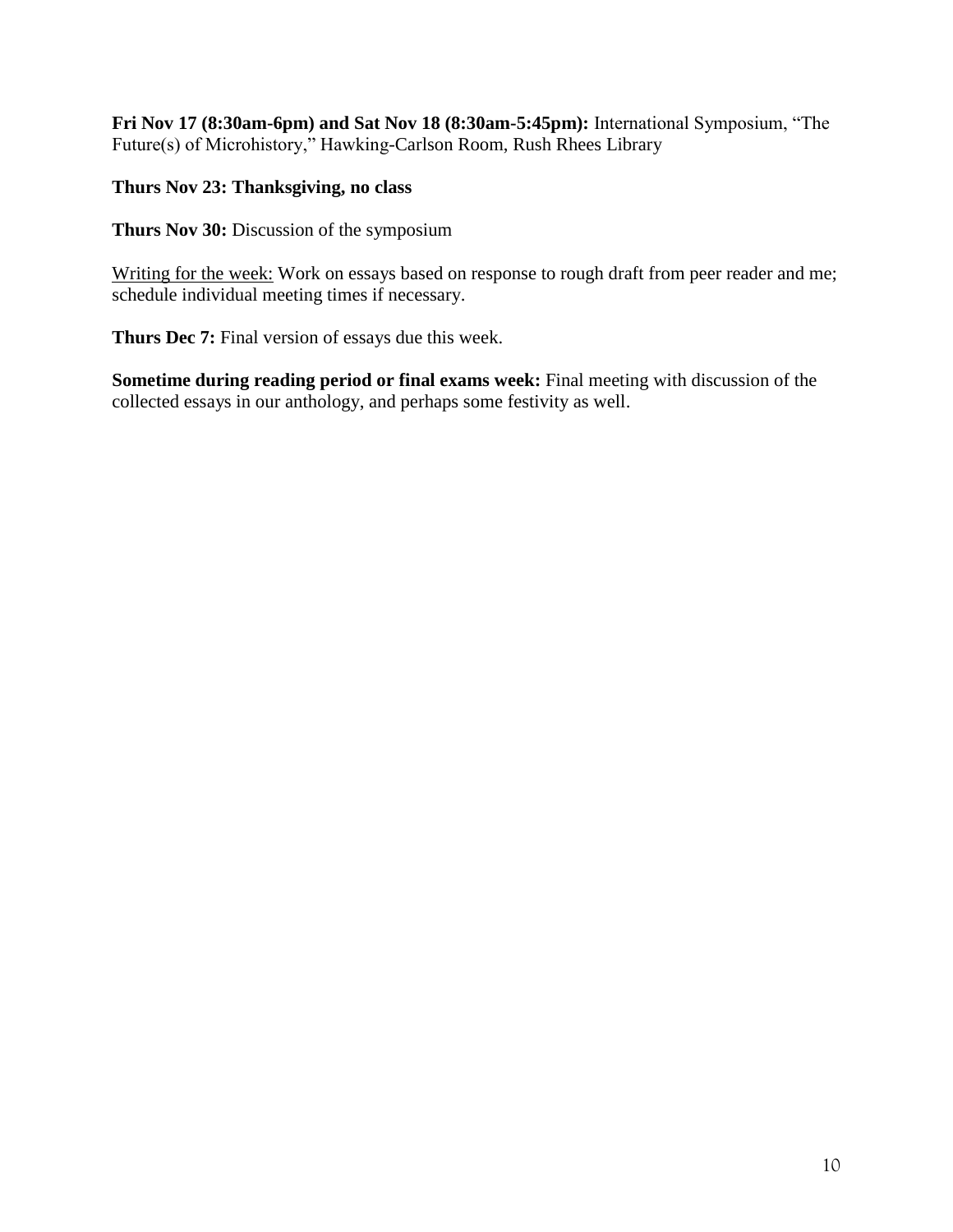**Fri Nov 17 (8:30am-6pm) and Sat Nov 18 (8:30am-5:45pm):** International Symposium, "The Future(s) of Microhistory," Hawking-Carlson Room, Rush Rhees Library

**Thurs Nov 23: Thanksgiving, no class**

**Thurs Nov 30:** Discussion of the symposium

Writing for the week: Work on essays based on response to rough draft from peer reader and me; schedule individual meeting times if necessary.

**Thurs Dec 7:** Final version of essays due this week.

**Sometime during reading period or final exams week:** Final meeting with discussion of the collected essays in our anthology, and perhaps some festivity as well.